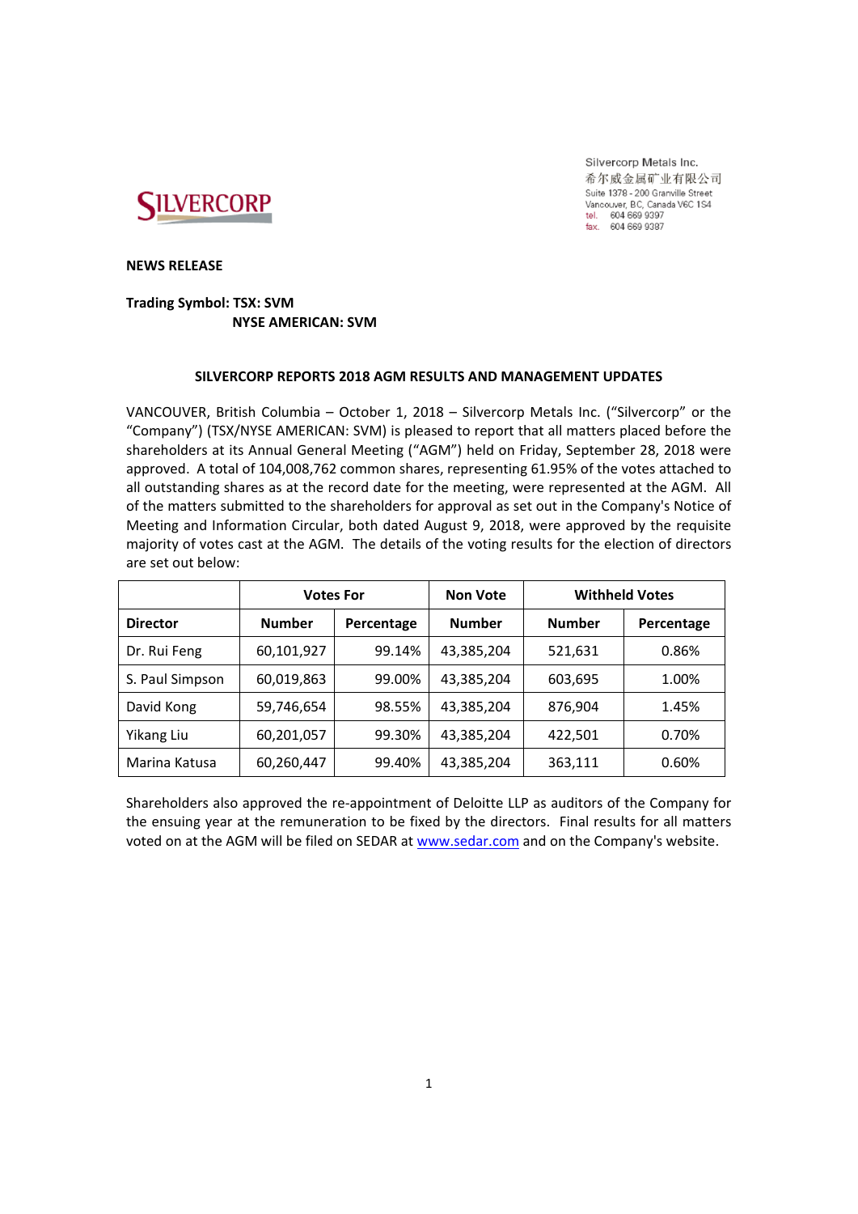Silvercorp Metals Inc.
希尔威金属矿业有限公司
Suite 1378 - 200 Granville Street
Vancouver, BC, Canada V6C 1S4
tel. 604 669 9397
fax. 604 669 9387

**NEWS RELEASE**

**Trading Symbol: TSX: SVM**
**NYSE AMERICAN: SVM**

## SILVERCORP REPORTS 2018 AGM RESULTS AND MANAGEMENT UPDATES

VANCOUVER, British Columbia – October 1, 2018 – Silvercorp Metals Inc. ("Silvercorp" or the "Company") (TSX/NYSE AMERICAN: SVM) is pleased to report that all matters placed before the shareholders at its Annual General Meeting ("AGM") held on Friday, September 28, 2018 were approved. A total of 104,008,762 common shares, representing 61.95% of the votes attached to all outstanding shares as at the record date for the meeting, were represented at the AGM. All of the matters submitted to the shareholders for approval as set out in the Company's Notice of Meeting and Information Circular, both dated August 9, 2018, were approved by the requisite majority of votes cast at the AGM. The details of the voting results for the election of directors are set out below:

| | Votes For | | Non Vote | Withheld Votes | |
|---|---|---|---|---|---|
| **Director** | **Number** | **Percentage** | **Number** | **Number** | **Percentage** |
| Dr. Rui Feng | 60,101,927 | 99.14% | 43,385,204 | 521,631 | 0.86% |
| S. Paul Simpson | 60,019,863 | 99.00% | 43,385,204 | 603,695 | 1.00% |
| David Kong | 59,746,654 | 98.55% | 43,385,204 | 876,904 | 1.45% |
| Yikang Liu | 60,201,057 | 99.30% | 43,385,204 | 422,501 | 0.70% |
| Marina Katusa | 60,260,447 | 99.40% | 43,385,204 | 363,111 | 0.60% |

Shareholders also approved the re-appointment of Deloitte LLP as auditors of the Company for the ensuing year at the remuneration to be fixed by the directors. Final results for all matters voted on at the AGM will be filed on SEDAR at www.sedar.com and on the Company's website.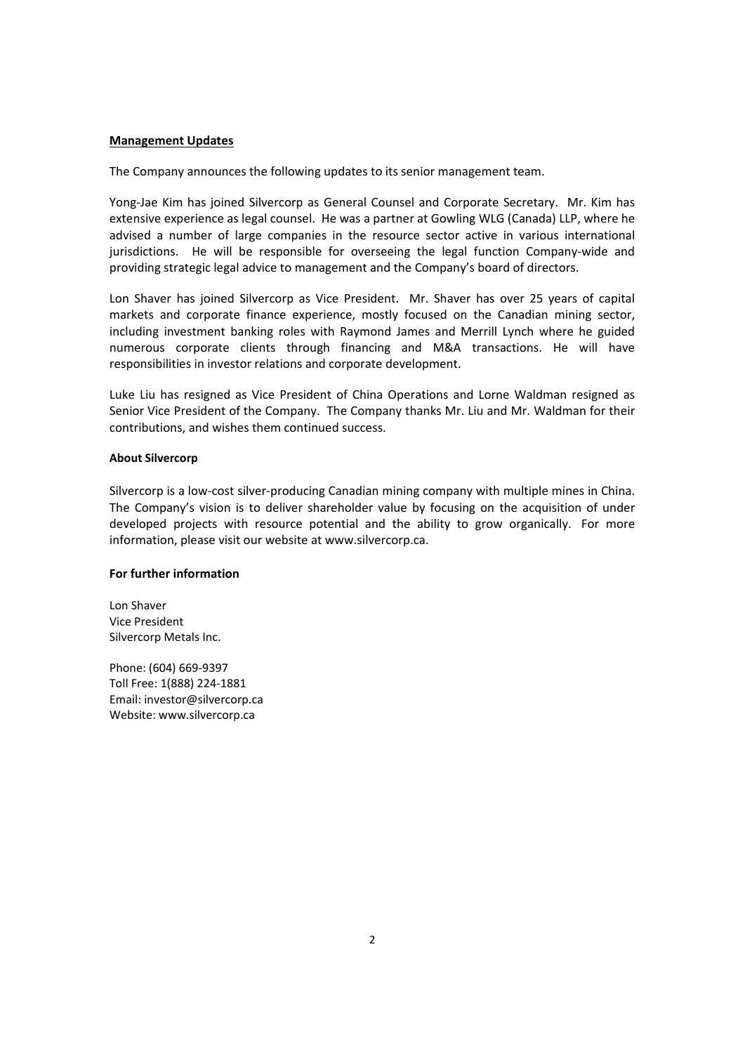**Management Updates**

The Company announces the following updates to its senior management team.

Yong-Jae Kim has joined Silvercorp as General Counsel and Corporate Secretary. Mr. Kim has extensive experience as legal counsel. He was a partner at Gowling WLG (Canada) LLP, where he advised a number of large companies in the resource sector active in various international jurisdictions. He will be responsible for overseeing the legal function Company-wide and providing strategic legal advice to management and the Company's board of directors.

Lon Shaver has joined Silvercorp as Vice President. Mr. Shaver has over 25 years of capital markets and corporate finance experience, mostly focused on the Canadian mining sector, including investment banking roles with Raymond James and Merrill Lynch where he guided numerous corporate clients through financing and M&A transactions. He will have responsibilities in investor relations and corporate development.

Luke Liu has resigned as Vice President of China Operations and Lorne Waldman resigned as Senior Vice President of the Company. The Company thanks Mr. Liu and Mr. Waldman for their contributions, and wishes them continued success.

**About Silvercorp**

Silvercorp is a low-cost silver-producing Canadian mining company with multiple mines in China. The Company's vision is to deliver shareholder value by focusing on the acquisition of under developed projects with resource potential and the ability to grow organically. For more information, please visit our website at www.silvercorp.ca.

**For further information**

Lon Shaver
Vice President
Silvercorp Metals Inc.

Phone: (604) 669-9397
Toll Free: 1(888) 224-1881
Email: investor@silvercorp.ca
Website: www.silvercorp.ca